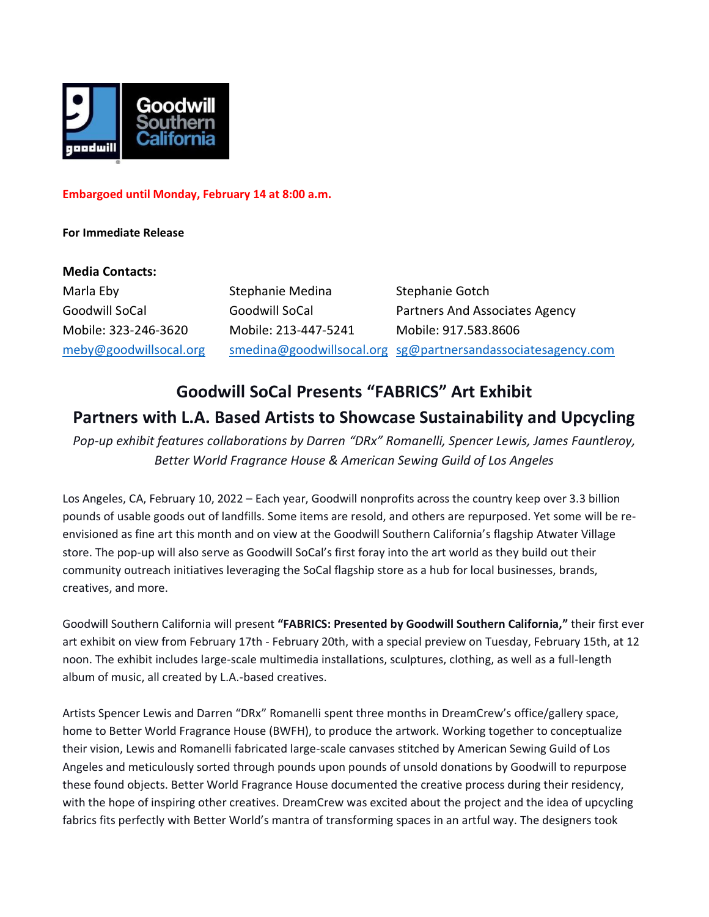Goodwill Southern California

**Embargoed until Monday, February 14 at 8:00 a.m.**

**For Immediate Release**

**Media Contacts:**

| Marla Eby | Stephanie Medina | Stephanie Gotch |
| --- | --- | --- |
| Goodwill SoCal | Goodwill SoCal | Partners And Associates Agency |
| Mobile: 323-246-3620 | Mobile: 213-447-5241 | Mobile: 917.583.8606 |
| meby@goodwillsocal.org | smedina@goodwillsocal.org | sg@partnersandassociatesagency.com |

# Goodwill SoCal Presents "FABRICS" Art Exhibit

## Partners with L.A. Based Artists to Showcase Sustainability and Upcycling

*Pop-up exhibit features collaborations by Darren "DRx" Romanelli, Spencer Lewis, James Fauntleroy, Better World Fragrance House & American Sewing Guild of Los Angeles*

Los Angeles, CA, February 10, 2022 – Each year, Goodwill nonprofits across the country keep over 3.3 billion pounds of usable goods out of landfills. Some items are resold, and others are repurposed. Yet some will be re-envisioned as fine art this month and on view at the Goodwill Southern California's flagship Atwater Village store. The pop-up will also serve as Goodwill SoCal's first foray into the art world as they build out their community outreach initiatives leveraging the SoCal flagship store as a hub for local businesses, brands, creatives, and more.

Goodwill Southern California will present **"FABRICS: Presented by Goodwill Southern California,"** their first ever art exhibit on view from February 17th - February 20th, with a special preview on Tuesday, February 15th, at 12 noon. The exhibit includes large-scale multimedia installations, sculptures, clothing, as well as a full-length album of music, all created by L.A.-based creatives.

Artists Spencer Lewis and Darren "DRx" Romanelli spent three months in DreamCrew's office/gallery space, home to Better World Fragrance House (BWFH), to produce the artwork. Working together to conceptualize their vision, Lewis and Romanelli fabricated large-scale canvases stitched by American Sewing Guild of Los Angeles and meticulously sorted through pounds upon pounds of unsold donations by Goodwill to repurpose these found objects. Better World Fragrance House documented the creative process during their residency, with the hope of inspiring other creatives. DreamCrew was excited about the project and the idea of upcycling fabrics fits perfectly with Better World's mantra of transforming spaces in an artful way. The designers took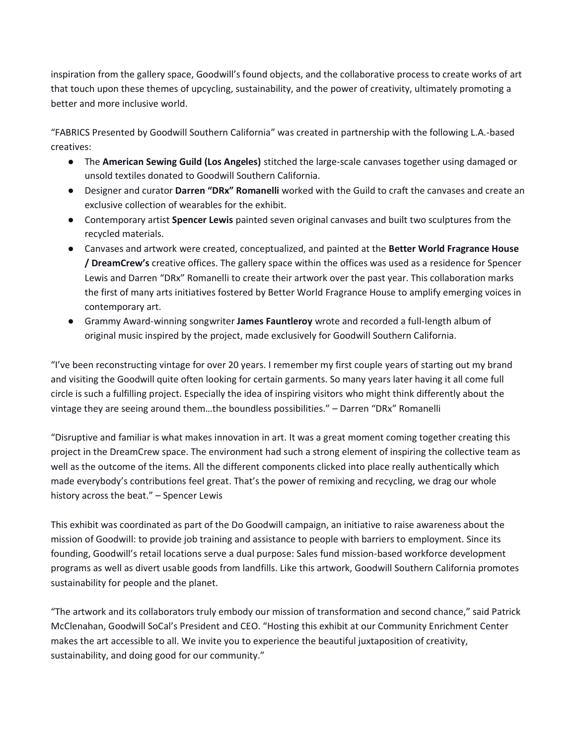inspiration from the gallery space, Goodwill's found objects, and the collaborative process to create works of art that touch upon these themes of upcycling, sustainability, and the power of creativity, ultimately promoting a better and more inclusive world.

"FABRICS Presented by Goodwill Southern California" was created in partnership with the following L.A.-based creatives:

- The **American Sewing Guild (Los Angeles)** stitched the large-scale canvases together using damaged or unsold textiles donated to Goodwill Southern California.
- Designer and curator **Darren "DRx" Romanelli** worked with the Guild to craft the canvases and create an exclusive collection of wearables for the exhibit.
- Contemporary artist **Spencer Lewis** painted seven original canvases and built two sculptures from the recycled materials.
- Canvases and artwork were created, conceptualized, and painted at the **Better World Fragrance House / DreamCrew's** creative offices. The gallery space within the offices was used as a residence for Spencer Lewis and Darren "DRx" Romanelli to create their artwork over the past year. This collaboration marks the first of many arts initiatives fostered by Better World Fragrance House to amplify emerging voices in contemporary art.
- Grammy Award-winning songwriter **James Fauntleroy** wrote and recorded a full-length album of original music inspired by the project, made exclusively for Goodwill Southern California.

"I've been reconstructing vintage for over 20 years. I remember my first couple years of starting out my brand and visiting the Goodwill quite often looking for certain garments. So many years later having it all come full circle is such a fulfilling project. Especially the idea of inspiring visitors who might think differently about the vintage they are seeing around them…the boundless possibilities." – Darren "DRx" Romanelli

"Disruptive and familiar is what makes innovation in art. It was a great moment coming together creating this project in the DreamCrew space. The environment had such a strong element of inspiring the collective team as well as the outcome of the items. All the different components clicked into place really authentically which made everybody's contributions feel great. That's the power of remixing and recycling, we drag our whole history across the beat." – Spencer Lewis

This exhibit was coordinated as part of the Do Goodwill campaign, an initiative to raise awareness about the mission of Goodwill: to provide job training and assistance to people with barriers to employment. Since its founding, Goodwill's retail locations serve a dual purpose: Sales fund mission-based workforce development programs as well as divert usable goods from landfills. Like this artwork, Goodwill Southern California promotes sustainability for people and the planet.

"The artwork and its collaborators truly embody our mission of transformation and second chance," said Patrick McClenahan, Goodwill SoCal's President and CEO. "Hosting this exhibit at our Community Enrichment Center makes the art accessible to all. We invite you to experience the beautiful juxtaposition of creativity, sustainability, and doing good for our community."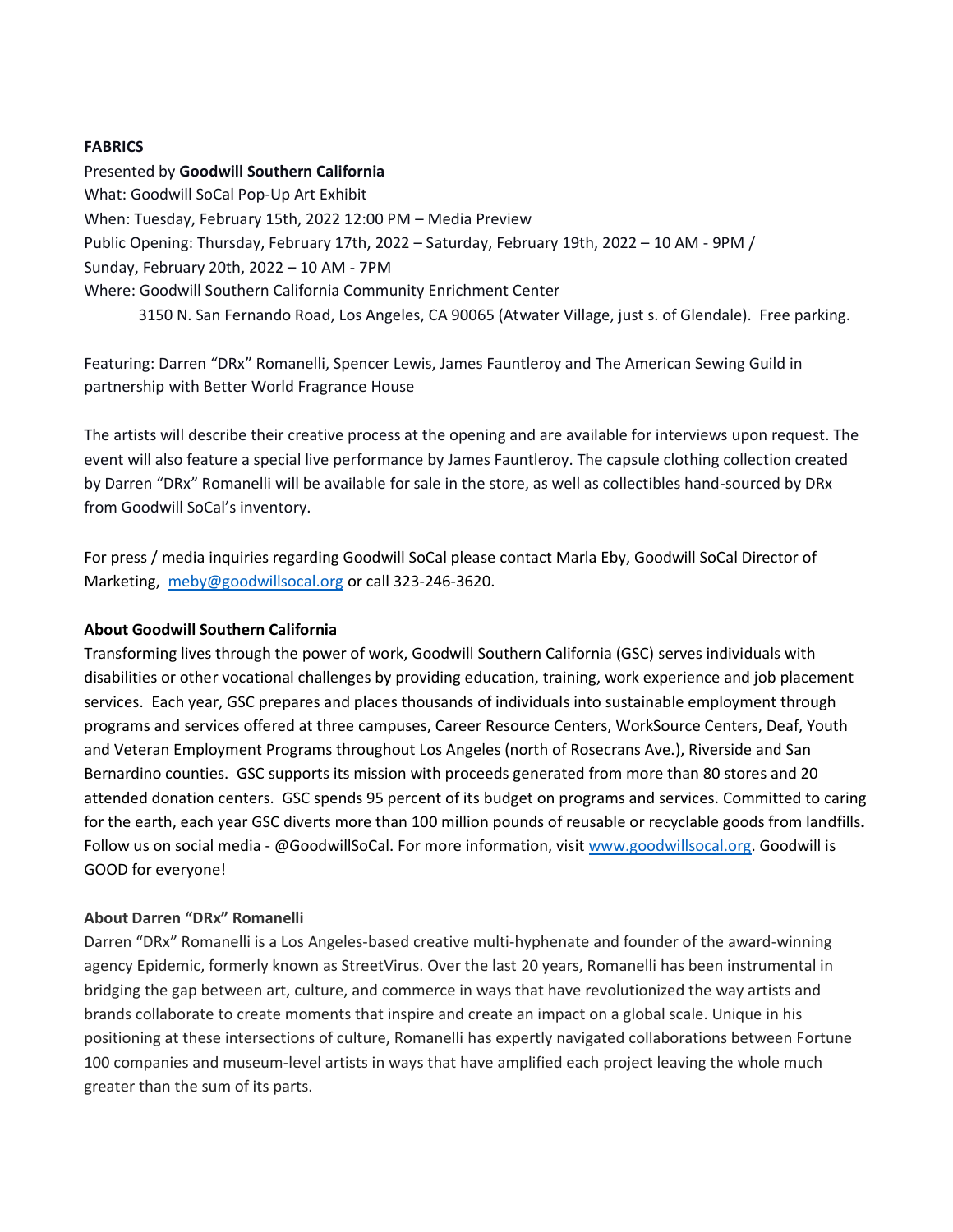**FABRICS**

Presented by **Goodwill Southern California**

What: Goodwill SoCal Pop-Up Art Exhibit

When: Tuesday, February 15th, 2022 12:00 PM – Media Preview

Public Opening: Thursday, February 17th, 2022 – Saturday, February 19th, 2022 – 10 AM - 9PM /
Sunday, February 20th, 2022 – 10 AM - 7PM

Where: Goodwill Southern California Community Enrichment Center
3150 N. San Fernando Road, Los Angeles, CA 90065 (Atwater Village, just s. of Glendale). Free parking.

Featuring: Darren "DRx" Romanelli, Spencer Lewis, James Fauntleroy and The American Sewing Guild in partnership with Better World Fragrance House

The artists will describe their creative process at the opening and are available for interviews upon request. The event will also feature a special live performance by James Fauntleroy. The capsule clothing collection created by Darren "DRx" Romanelli will be available for sale in the store, as well as collectibles hand-sourced by DRx from Goodwill SoCal's inventory.

For press / media inquiries regarding Goodwill SoCal please contact Marla Eby, Goodwill SoCal Director of Marketing, meby@goodwillsocal.org or call 323-246-3620.

**About Goodwill Southern California**

Transforming lives through the power of work, Goodwill Southern California (GSC) serves individuals with disabilities or other vocational challenges by providing education, training, work experience and job placement services. Each year, GSC prepares and places thousands of individuals into sustainable employment through programs and services offered at three campuses, Career Resource Centers, WorkSource Centers, Deaf, Youth and Veteran Employment Programs throughout Los Angeles (north of Rosecrans Ave.), Riverside and San Bernardino counties. GSC supports its mission with proceeds generated from more than 80 stores and 20 attended donation centers. GSC spends 95 percent of its budget on programs and services. Committed to caring for the earth, each year GSC diverts more than 100 million pounds of reusable or recyclable goods from landfills**.** Follow us on social media - @GoodwillSoCal. For more information, visit www.goodwillsocal.org. Goodwill is GOOD for everyone!

**About Darren "DRx" Romanelli**

Darren "DRx" Romanelli is a Los Angeles-based creative multi-hyphenate and founder of the award-winning agency Epidemic, formerly known as StreetVirus. Over the last 20 years, Romanelli has been instrumental in bridging the gap between art, culture, and commerce in ways that have revolutionized the way artists and brands collaborate to create moments that inspire and create an impact on a global scale. Unique in his positioning at these intersections of culture, Romanelli has expertly navigated collaborations between Fortune 100 companies and museum-level artists in ways that have amplified each project leaving the whole much greater than the sum of its parts.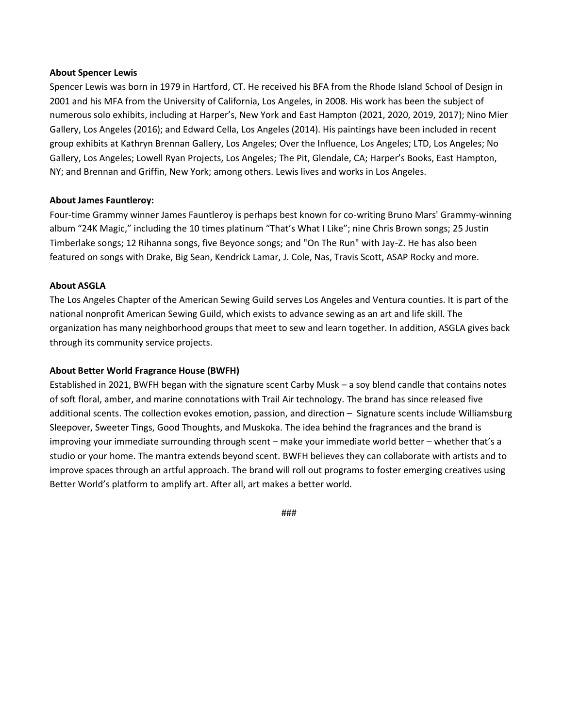**About Spencer Lewis**

Spencer Lewis was born in 1979 in Hartford, CT. He received his BFA from the Rhode Island School of Design in 2001 and his MFA from the University of California, Los Angeles, in 2008. His work has been the subject of numerous solo exhibits, including at Harper's, New York and East Hampton (2021, 2020, 2019, 2017); Nino Mier Gallery, Los Angeles (2016); and Edward Cella, Los Angeles (2014). His paintings have been included in recent group exhibits at Kathryn Brennan Gallery, Los Angeles; Over the Influence, Los Angeles; LTD, Los Angeles; No Gallery, Los Angeles; Lowell Ryan Projects, Los Angeles; The Pit, Glendale, CA; Harper's Books, East Hampton, NY; and Brennan and Griffin, New York; among others. Lewis lives and works in Los Angeles.

**About James Fauntleroy:**

Four-time Grammy winner James Fauntleroy is perhaps best known for co-writing Bruno Mars' Grammy-winning album "24K Magic," including the 10 times platinum "That's What I Like"; nine Chris Brown songs; 25 Justin Timberlake songs; 12 Rihanna songs, five Beyonce songs; and "On The Run" with Jay-Z. He has also been featured on songs with Drake, Big Sean, Kendrick Lamar, J. Cole, Nas, Travis Scott, ASAP Rocky and more.

**About ASGLA**

The Los Angeles Chapter of the American Sewing Guild serves Los Angeles and Ventura counties. It is part of the national nonprofit American Sewing Guild, which exists to advance sewing as an art and life skill. The organization has many neighborhood groups that meet to sew and learn together. In addition, ASGLA gives back through its community service projects.

**About Better World Fragrance House (BWFH)**

Established in 2021, BWFH began with the signature scent Carby Musk – a soy blend candle that contains notes of soft floral, amber, and marine connotations with Trail Air technology. The brand has since released five additional scents. The collection evokes emotion, passion, and direction – Signature scents include Williamsburg Sleepover, Sweeter Tings, Good Thoughts, and Muskoka. The idea behind the fragrances and the brand is improving your immediate surrounding through scent – make your immediate world better – whether that's a studio or your home. The mantra extends beyond scent. BWFH believes they can collaborate with artists and to improve spaces through an artful approach. The brand will roll out programs to foster emerging creatives using Better World's platform to amplify art. After all, art makes a better world.

###